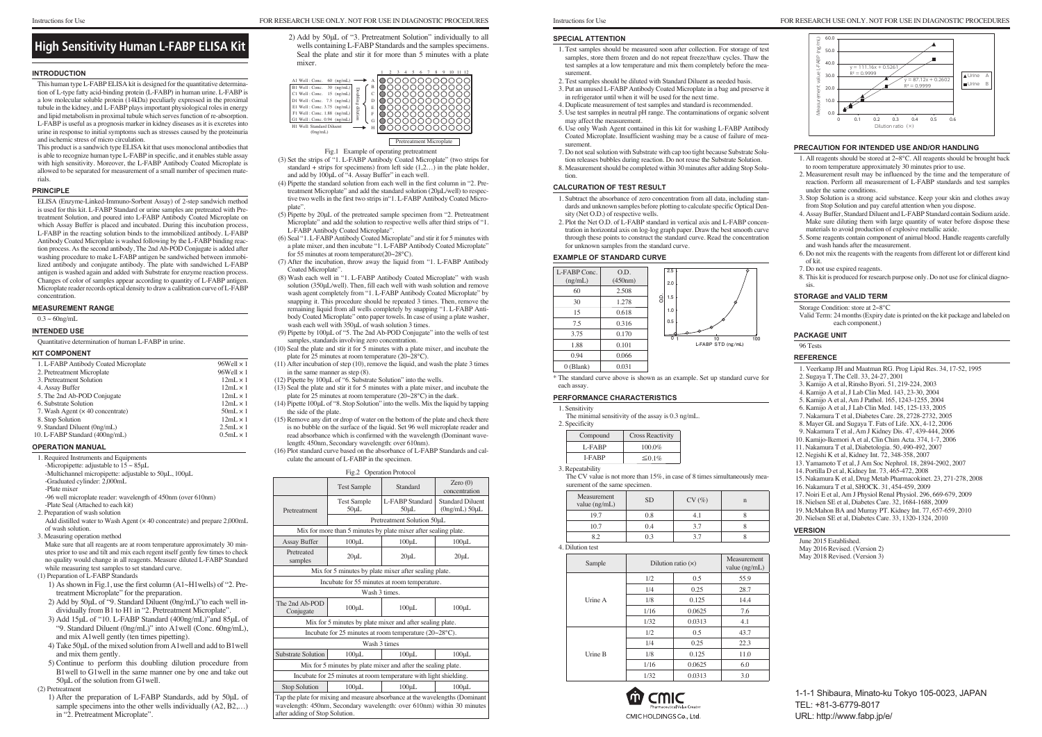# High Sensitivity Human L-FABP ELISA Kit

## INTRODUCTION

This human type L-FABP ELISA kit is designed for the quantitative determination of L-type fatty acid-binding protein (L-FABP) in human urine. L-FABP is a low molecular soluble protein (14kDa) peculiarly expressed in the proximal tubule in the kidney, and L-FABP plays important physiological roles in energy and lipid metabolism in proximal tubule which serves function of re-absorption. L-FABP is useful as a prognosis marker in kidney diseases as it is excretes into urine in response to initial symptoms such as stresses caused by the proteinuria and ischemic stress of micro circulation.

This product is a sandwich type ELISA kit that uses monoclonal antibodies that is able to recognize human type L-FABP in specific, and it enables stable assay with high sensitivity. Moreover, the L-FABP Antibody Coated Microplate is allowed to be separated for measurement of a small number of specimen materials.

## PRINCIPLE

ELISA (Enzyme-Linked-Immuno-Sorbent Assay) of 2-step sandwich method is used for this kit. L-FABP Standard or urine samples are pretreated with Pretreatment Solution, and poured into L-FABP Antibody Coated Microplate on which Assay Buffer is placed and incubated. During this incubation process, L-FABP in the reacting solution binds to the immobilized antibody. L-FABP Antibody Coated Microplate is washed following by the L-FABP binding reaction process. As the second antibody, The 2nd Ab-POD Conjugate is added after washing procedure to make L-FABP antigen be sandwiched between immobilized antibody and conjugate antibody. The plate with sandwiched L-FABP antigen is washed again and added with Substrate for enzyme reaction process. Changes of color of samples appear according to quantity of L-FABP antigen. Microplate reader records optical density to draw a calibration curve of L-FABP concentration.

## MEASUREMENT RANGE

0.3 ~ 60ng/mL

## INTENDED USE

Quantitative determination of human L-FABP in urine.

## KIT COMPONENT

| | |
|---|---|
| 1. L-FABP Antibody Coated Microplate | 96Well × 1 |
| 2. Pretreatment Microplate | 96Well × 1 |
| 3. Pretreatment Solution | 12mL × 1 |
| 4. Assay Buffer | 12mL × 1 |
| 5. The 2nd Ab-POD Conjugate | 12mL × 1 |
| 6. Substrate Solution | 12mL × 1 |
| 7. Wash Agent (× 40 concentrate) | 50mL × 1 |
| 8. Stop Solution | 12mL × 1 |
| 9. Standard Diluent (0ng/mL) | 2.5mL × 1 |
| 10. L-FABP Standard (400ng/mL) | 0.5mL × 1 |

## OPERATION MANUAL

1. Required Instruments and Equipments
   - Micropipette: adjustable to 15 ~ 85μL
   - Multichannel micropipette: adjustable to 50μL, 100μL
   - Graduated cylinder: 2,000mL
   - Plate mixer
   - 96 well microplate reader: wavelength of 450nm (over 610nm)
   - Plate Seal (Attached to each kit)
2. Preparation of wash solution

   Add distilled water to Wash Agent (× 40 concentrate) and prepare 2,000mL of wash solution.
3. Measuring operation method

   Make sure that all reagents are at room temperature approximately 30 minutes prior to use and tilt and mix each regent itself gently few times to check no quality would change in all reagents. Measure diluted L-FABP Standard while measuring test samples to set standard curve.

(1) Preparation of L-FABP Standards

1) As shown in Fig.1, use the first column (A1~H1wells) of "2. Pretreatment Microplate" for the preparation.
2) Add by 50μL of "9. Standard Diluent (0ng/mL)"to each well individually from B1 to H1 in "2. Pretreatment Microplate".
3) Add 15μL of "10. L-FABP Standard (400ng/mL)"and 85μL of "9. Standard Diluent (0ng/mL)" into A1well (Conc. 60ng/mL), and mix A1well gently (ten times pipetting).
4) Take 50μL of the mixed solution from A1well and add to B1well and mix them gently.
5) Continue to perform this doubling dilution procedure from B1well to G1well in the same manner one by one and take out 50μL of the solution from G1well.

(2) Pretreatment

1) After the preparation of L-FABP Standards, add by 50μL of sample specimens into the other wells individually (A2, B2,…) in "2. Pretreatment Microplate".
2) Add by 50μL of "3. Pretreatment Solution" individually to all wells containing L-FABP Standards and the samples specimens. Seal the plate and stir it for more than 5 minutes with a plate mixer.

A1 Well : Conc. 60 (ng/mL)
B1 Well : Conc. 30 (ng/mL)
C1 Well : Conc. 15 (ng/mL)
D1 Well : Conc. 7.5 (ng/mL)
E1 Well : Conc. 3.75 (ng/mL)
F1 Well : Conc. 1.88 (ng/mL)
G1 Well : Conc. 0.94 (ng/mL)
H1 Well: Standard Diluent (0ng/mL)

Doubling dilution

Pretreatment Microplate

Fig.1 Example of operating pretreatment

(3) Set the strips of "1. L-FABP Antibody Coated Microplate" (two strips for standard + strips for specimens) from left side (1,2…) in the plate holder, and add by 100μL of "4. Assay Buffer" in each well.

(4) Pipette the standard solution from each well in the first column in "2. Pretreatment Microplate" and add the standard solution (20μL/well) to respective two wells in the first two strips in"1. L-FABP Antibody Coated Microplate".

(5) Pipette by 20μL of the pretreated sample specimen from "2. Pretreatment Microplate" and add the solution to respective wells after third strips of "1. L-FABP Antibody Coated Microplate".

(6) Seal "1. L-FABP Antibody Coated Microplate" and stir it for 5 minutes with a plate mixer, and then incubate "1. L-FABP Antibody Coated Microplate" for 55 minutes at room temperature(20~28°C).

(7) After the incubation, throw away the liquid from "1. L-FABP Antibody Coated Microplate".

(8) Wash each well in "1. L-FABP Antibody Coated Microplate" with wash solution (350μL/well). Then, fill each well with wash solution and remove wash agent completely from "1. L-FABP Antibody Coated Microplate" by snapping it. This procedure should be repeated 3 times. Then, remove the remaining liquid from all wells completely by snapping "1. L-FABP Antibody Coated Microplate" onto paper towels. In case of using a plate washer, wash each well with 350μL of wash solution 3 times.

(9) Pipette by 100μL of "5. The 2nd Ab-POD Conjugate" into the wells of test samples, standards involving zero concentration.

(10) Seal the plate and stir it for 5 minutes with a plate mixer, and incubate the plate for 25 minutes at room temperature (20~28°C).

(11) After incubation of step (10), remove the liquid, and wash the plate 3 times in the same manner as step (8).

(12) Pipette by 100μL of "6. Substrate Solution" into the wells.

(13) Seal the plate and stir it for 5 minutes with a plate mixer, and incubate the plate for 25 minutes at room temperature (20~28°C) in the dark.

(14) Pipette 100μL of "8. Stop Solution" into the wells. Mix the liquid by tapping the side of the plate.

(15) Remove any dirt or drop of water on the bottom of the plate and check there is no bubble on the surface of the liquid. Set 96 well microplate reader and read absorbance which is confirmed with the wavelength (Dominant wavelength: 450nm, Secondary wavelength: over 610nm).

(16) Plot standard curve based on the absorbance of L-FABP Standards and calculate the amount of L-FABP in the specimen.

Fig.2 Operation Protocol

| | Test Sample | Standard | Zero (0) concentration |
|---|---|---|---|
| Pretreatment | Test Sample 50μL | L-FABP Standard 50μL | Standard Diluent (0ng/mL) 50μL |
| | Pretreatment Solution 50μL | | |
| | Mix for more than 5 minutes by plate mixer after sealing plate. | | |
| Assay Buffer | 100μL | 100μL | 100μL |
| Pretreated samples | 20μL | 20μL | 20μL |
| Mix for 5 minutes by plate mixer after sealing plate. | | | |
| Incubate for 55 minutes at room temperature. | | | |
| Wash 3 times. | | | |
| The 2nd Ab-POD Conjugate | 100μL | 100μL | 100μL |
| Mix for 5 minutes by plate mixer and after sealing plate. | | | |
| Incubate for 25 minutes at room temperature (20~28°C). | | | |
| Wash 3 times | | | |
| Substrate Solution | 100μL | 100μL | 100μL |
| Mix for 5 minutes by plate mixer and after the sealing plate. | | | |
| Incubate for 25 minutes at room temperature with light shielding. | | | |
| Stop Solution | 100μL | 100μL | 100μL |
| Tap the plate for mixing and measure absorbance at the wavelengths (Dominant wavelength: 450nm, Secondary wavelength: over 610nm) within 30 minutes after adding of Stop Solution. | | | |

## SPECIAL ATTENTION

1. Test samples should be measured soon after collection. For storage of test samples, store them frozen and do not repeat freeze/thaw cycles. Thaw the test samples at a low temperature and mix them completely before the measurement.
2. Test samples should be diluted with Standard Diluent as needed basis.
3. Put an unused L-FABP Antibody Coated Microplate in a bag and preserve it in refrigerator until when it will be used for the next time.
4. Duplicate measurement of test samples and standard is recommended.
5. Use test samples in neutral pH range. The contaminations of organic solvent may affect the measurement.
6. Use only Wash Agent contained in this kit for washing L-FABP Antibody Coated Microplate. Insufficient washing may be a cause of failure of measurement.
7. Do not seal solution with Substrate with cap too tight because Substrate Solution releases bubbles during reaction. Do not reuse the Substrate Solution.
8. Measurement should be completed within 30 minutes after adding Stop Solution.

## CALCURATION OF TEST RESULT

1. Subtract the absorbance of zero concentration from all data, including standards and unknown samples before plotting to calculate specific Optical Density (Net O.D.) of respective wells.
2. Plot the Net O.D. of L-FABP standard in vertical axis and L-FABP concentration in horizontal axis on log-log graph paper. Draw the best smooth curve through these points to construct the standard curve. Read the concentration for unknown samples from the standard curve.

## EXAMPLE OF STANDARD CURVE

| L-FABP Conc. (ng/mL) | O.D. (450nm) |
|---|---|
| 60 | 2.508 |
| 30 | 1.278 |
| 15 | 0.618 |
| 7.5 | 0.316 |
| 3.75 | 0.170 |
| 1.88 | 0.101 |
| 0.94 | 0.066 |
| 0 (Blank) | 0.031 |

\* The standard curve above is shown as an example. Set up standard curve for each assay.

## PERFORMANCE CHARACTERISTICS

1. Sensitivity

   The minimal sensitivity of the assay is 0.3 ng/mL.
2. Specificity

| Compound | Cross Reactivity |
|---|---|
| L-FABP | 100.0% |
| I-FABP | ≦0.1% |

3. Repeatability

   The CV value is not more than 15%, in case of 8 times simultaneously measurement of the same specimen.

| Measurement value (ng/mL) | SD | CV (%) | n |
|---|---|---|---|
| 19.7 | 0.8 | 4.1 | 8 |
| 10.7 | 0.4 | 3.7 | 8 |
| 8.2 | 0.3 | 3.7 | 8 |

4. Dilution test

| Sample | Dilution ratio (×) | | Measurement value (ng/mL) |
|---|---|---|---|
| Urine A | 1/2 | 0.5 | 55.9 |
| | 1/4 | 0.25 | 28.7 |
| | 1/8 | 0.125 | 14.4 |
| | 1/16 | 0.0625 | 7.6 |
| | 1/32 | 0.0313 | 4.1 |
| Urine B | 1/2 | 0.5 | 43.7 |
| | 1/4 | 0.25 | 22.3 |
| | 1/8 | 0.125 | 11.0 |
| | 1/16 | 0.0625 | 6.0 |
| | 1/32 | 0.0313 | 3.0 |

Urine A: $y = 111.16x + 0.5261$, $R^2 = 0.9999$

Urine B: $y = 87.12x + 0.2602$, $R^2 = 0.9999$

## PRECAUTION FOR INTENDED USE AND/OR HANDLING

1. All reagents should be stored at 2~8°C. All reagents should be brought back to room temperature approximately 30 minutes prior to use.
2. Measurement result may be influenced by the time and the temperature of reaction. Perform all measurement of L-FABP standards and test samples under the same conditions.
3. Stop Solution is a strong acid substance. Keep your skin and clothes away from Stop Solution and pay careful attention when you dispose.
4. Assay Buffer, Standard Diluent and L-FABP Standard contain Sodium azide. Make sure diluting them with large quantity of water before dispose these materials to avoid production of explosive metallic azide.
5. Some reagents contain component of animal blood. Handle reagents carefully and wash hands after the measurement.
6. Do not mix the reagents with the reagents from different lot or different kind of kit.
7. Do not use expired reagents.
8. This kit is produced for research purpose only. Do not use for clinical diagnosis.

## STORAGE and VALID TERM

Storage Condition: store at 2~8°C

Valid Term: 24 months (Expiry date is printed on the kit package and labeled on each component.)

## PACKAGE UNIT

96 Tests

## REFERENCE

1. Veerkamp JH and Maatman RG. Prog Lipid Res. 34, 17-52, 1995
2. Sugaya T, The Cell. 33, 24-27, 2001
3. Kamijo A et al, Rinsho Byori. 51, 219-224, 2003
4. Kamijo A et al, J Lab Clin Med. 143, 23-30, 2004
5. Kamijo A et al, Am J Pathol. 165, 1243-1255, 2004
6. Kamijo A et al, J Lab Clin Med. 145, 125-133, 2005
7. Nakamura T et al, Diabetes Care. 28, 2728-2732, 2005
8. Mayer GL and Sugaya T. Fats of Life. XX, 4-12, 2006
9. Nakamura T et al, Am J Kidney Dis. 47, 439-444, 2006
10. Kamijo-Ikemori A et al, Clin Chim Acta. 374, 1-7, 2006
11. Nakamura T et al, Diabetologia. 50, 490-492, 2007
12. Negishi K et al, Kidney Int. 72, 348-358, 2007
13. Yamamoto T et al, J Am Soc Nephrol. 18, 2894-2902, 2007
14. Portilla D et al, Kidney Int. 73, 465-472, 2008
15. Nakamura K et al, Drug Metab Pharmacokinet. 23, 271-278, 2008
16. Nakamura T et al, SHOCK. 31, 454-459, 2009
17. Noiri E et al, Am J Physiol Renal Physiol. 296, 669-679, 2009
18. Nielsen SE et al, Diabetes Care. 32, 1684-1688, 2009
19. McMahon BA and Murray PT. Kidney Int. 77, 657-659, 2010
20. Nielsen SE et al, Diabetes Care. 33, 1320-1324, 2010

## VERSION

June 2015 Established.
May 2016 Revised. (Version 2)
May 2018 Revised. (Version 3)

CMIC HOLDINGS Co., Ltd.

1-1-1 Shibaura, Minato-ku Tokyo 105-0023, JAPAN
TEL: +81-3-6779-8017
URL: http://www.fabp.jp/e/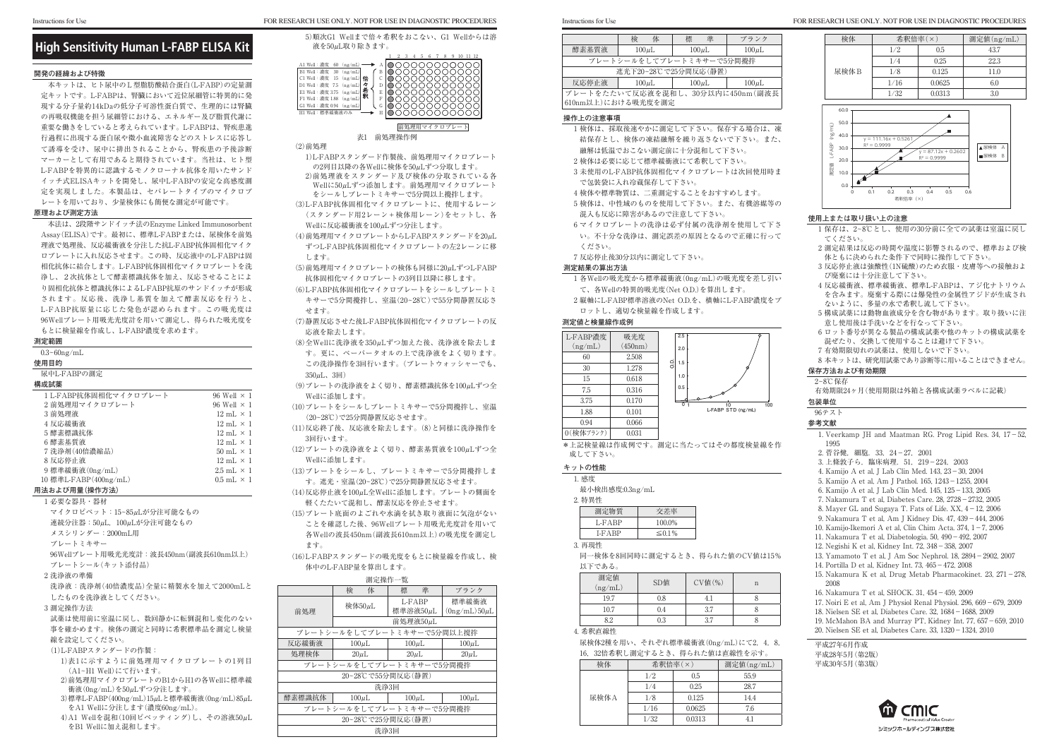# High Sensitivity Human L-FABP ELISA Kit

## 開発の経緯および特徴

本キットは、ヒト尿中のL型脂肪酸結合蛋白(L-FABP)の定量測定キットです。L-FABPは、腎臓において近位尿細管に特異的に発現する分子量約14kDaの低分子可溶性蛋白質で、生理的には腎臓の再吸収機能を担う尿細管における、エネルギー及び脂質代謝に重要な働きをしていると考えられています。L-FABPは、腎疾患進行過程に出現する蛋白尿や虚血障害などのストレスに応答して誘導を受け、尿中に排出されることから、腎疾患の予後診断マーカーとして有用であると期待されています。当社は、ヒト型L-FABPを特異的に認識するモノクローナル抗体を用いたサンドイッチ式ELISAキットを開発し、尿中L-FABPの安定な高感度測定を実現しました。本製品は、セパレートタイプのマイクロプレートを用いており、少量検体にも簡便な測定が可能です。

## 原理および測定方法

本法は、2段階サンドイッチ法のEnzyme Linked Immunosorbent Assay(ELISA)です。最初に、標準L-FABPまたは、尿検体を前処理液で処理後、反応緩衝液を分注したL-FABP抗体固相化マイクロプレートに入れ反応させます。この時、反応液中のL-FABPは固相化抗体に結合します。L-FABP抗体固相化マイクロプレートを洗浄し、2次抗体として酵素標識抗体を加え、反応させることにより固相化抗体と標識抗体によるL-FABP抗原のサンドイッチが形成されます。反応後、洗浄し基質を加えて酵素反応を行うと、L-FABP抗原量に応じた発色が認められます。この吸光度は96Wellプレート用吸光光度計を用いて測定し、得られた吸光度をもとに検量線を作成し、L-FABP濃度を求めます。

## 測定範囲

0.3−60ng/mL

## 使用目的

尿中L-FABPの測定

## 構成試薬

| | |
|---|---|
| 1 L-FABP抗体固相化マイクロプレート | 96 Well × 1 |
| 2 前処理用マイクロプレート | 96 Well × 1 |
| 3 前処理液 | 12 mL × 1 |
| 4 反応緩衝液 | 12 mL × 1 |
| 5 酵素標識抗体 | 12 mL × 1 |
| 6 酵素基質液 | 12 mL × 1 |
| 7 洗浄剤(40倍濃縮品) | 50 mL × 1 |
| 8 反応停止液 | 12 mL × 1 |
| 9 標準緩衝液(0ng/mL) | 2.5 mL × 1 |
| 10 標準L-FABP(400ng/mL) | 0.5 mL × 1 |

## 用法および用量(操作方法)

1 必要な器具・器材

マイクロピペット:15−85μLが分注可能なもの

連続分注器:50μL、100μLが分注可能なもの

メスシリンダー:2000mL用

プレートミキサー

96Wellプレート用吸光光度計:波長450nm(副波長610nm以上)

プレートシール(キット添付品)

2 洗浄液の準備

洗浄液:洗浄剤(40倍濃度品)全量に精製水を加えて2000mLとしたものを洗浄液としてください。

3 測定操作方法

試薬は使用前に室温に戻し、数回静かに転倒混和し変化のない事を確かめます。検体の測定と同時に希釈標準品を測定し検量線を設定してください。

(1)L-FABPスタンダードの作製:

1)表1に示すように前処理用マイクロプレートの1列目(A1−H1 Well)にて行います。

2)前処理用マイクロプレートのB1からH1の各Wellに標準緩衝液(0ng/mL)を50μLずつ分注します。

3)標準L-FABP(400ng/mL)15μLと標準緩衝液(0ng/mL)85μLをA1 Wellに分注します(濃度60ng/mL)。

4)A1 Wellを混和(10回ピペッティング)し、その溶液50μLをB1 Wellに加え混和します。

5)順次G1 Wellまで倍々希釈をおこない、G1 Wellからは溶液を50μL取り除きます。

A1 Well:濃度 60 (ng/mL)
B1 Well:濃度 30 (ng/mL)
C1 Well:濃度 15 (ng/mL)
D1 Well:濃度 7.5 (ng/mL)
E1 Well:濃度 3.75 (ng/mL)
F1 Well:濃度 1.88 (ng/mL)
G1 Well:濃度 0.94 (ng/mL)
H1 Well:標準緩衝液のみ
倍々希釈
1 2 3 4 5 6 7 8 9 10 11 12
A B C D E F G H
前処理用マイクロプレート

表1 前処理操作例

(2)前処理

1)L-FABPスタンダード作製後、前処理用マイクロプレートの2列目以降の各Wellに検体を50μLずつ分取します。

2)前処理液をスタンダード及び検体の分取されている各Wellに50μLずつ添加します。前処理用マイクロプレートをシールしプレートミキサーで5分間以上攪拌します。

(3)L-FABP抗体固相化マイクロプレートに、使用するレーン(スタンダード用2レーン+検体用レーン)をセットし、各Wellに反応緩衝液を100μLずつ分注します。

(4)前処理用マイクロプレートからL-FABPスタンダードを20μLずつL-FABP抗体固相化マイクロプレートの左2レーンに移します。

(5)前処理用マイクロプレートの検体も同様に20μLずつL-FABP抗体固相化マイクロプレートの3列目以降に移します。

(6)L-FABP抗体固相化マイクロプレートをシールしプレートミキサーで5分間攪拌し、室温(20−28℃)で55分間静置反応させます。

(7)静置反応させた後L-FABP抗体固相化マイクロプレートの反応液を除去します。

(8)全Wellに洗浄液を350μLずつ加えた後、洗浄液を除去します。更に、ペーパータオルの上で洗浄液をよく切ります。この洗浄操作を3回行います。(プレートウォッシャーでも、350μL、3回)

(9)プレートの洗浄液をよく切り、酵素標識抗体を100μLずつ全Wellに添加します。

(10)プレートをシールしプレートミキサーで5分間攪拌し、室温(20−28℃)で25分間静置反応させます。

(11)反応終了後、反応液を除去します。(8)と同様に洗浄操作を3回行います。

(12)プレートの洗浄液をよく切り、酵素基質液を100μLずつ全Wellに添加します。

(13)プレートをシールし、プレートミキサーで5分間攪拌します。遮光・室温(20−28℃)で25分間静置反応させます。

(14)反応停止液を100μL全Wellに添加します。プレートの側面を軽くたたいて混和し、酵素反応を停止させます。

(15)プレート底面のよごれや水滴を拭き取り液面に気泡がないことを確認した後、96Wellプレート用吸光光度計を用いて各Wellの波長450nm(副波長610nm以上)の吸光度を測定します。

(16)L-FABPスタンダードの吸光度をもとに検量線を作成し、検体中のL-FABP量を算出します。

測定操作一覧

| | 検体 | 標準 | ブランク |
|---|---|---|---|
| 前処理 | 検体50μL | L-FABP標準溶液50μL | 標準緩衝液(0ng/mL)50μL |
| | 前処理液50μL | | |
| プレートシールをしてプレートミキサーで5分間以上攪拌 | | | |
| 反応緩衝液 | 100μL | 100μL | 100μL |
| 処理検体 | 20μL | 20μL | 20μL |
| プレートシールをしてプレートミキサーで5分間攪拌 | | | |
| 20−28℃で55分間反応(静置) | | | |
| 洗浄3回 | | | |
| 酵素標識抗体 | 100μL | 100μL | 100μL |
| プレートシールをしてプレートミキサーで5分間攪拌 | | | |
| 20−28℃で25分間反応(静置) | | | |
| 洗浄3回 | | | |
| 酵素基質液 | 100μL | 100μL | 100μL |
| プレートシールをしてプレートミキサーで5分間攪拌 | | | |
| 遮光下20−28℃で25分間反応(静置) | | | |
| 反応停止液 | 100μL | 100μL | 100μL |
| プレートをたたいて反応液を混和し、30分以内に450nm(副波長610nm以上)における吸光度を測定 | | | |

## 操作上の注意事項

1 検体は、採取後速やかに測定して下さい。保存する場合は、凍結保存とし、検体の凍結融解を繰り返さないで下さい。また、融解は低温でおこない測定前に十分混和して下さい。

2 検体は必要に応じて標準緩衝液にて希釈して下さい。

3 未使用のL-FABP抗体固相化マイクロプレートは次回使用時まで包装袋に入れ冷蔵保存して下さい。

4 検体や標準物質は、二重測定することをおすすめします。

5 検体は、中性域のものを使用して下さい。また、有機溶媒等の混入も反応に障害があるので注意して下さい。

6 マイクロプレートの洗浄は必ず付属の洗浄剤を使用して下さい。不十分な洗浄は、測定誤差の原因となるので正確に行ってください。

7 反応停止後30分以内に測定して下さい。

## 測定結果の算出方法

1 各Wellの吸光度から標準緩衝液(0ng/mL)の吸光度を差し引いて、各Wellの特異的吸光度(Net O.D.)を算出します。

2 縦軸にL-FABP標準溶液のNet O.D.を、横軸にL-FABP濃度をプロットし、適切な検量線を作成します。

## 測定値と検量線作成例

| L-FABP濃度(ng/mL) | 吸光度(450nm) |
|---|---|
| 60 | 2.508 |
| 30 | 1.278 |
| 15 | 0.618 |
| 7.5 | 0.316 |
| 3.75 | 0.170 |
| 1.88 | 0.101 |
| 0.94 | 0.066 |
| 0(検体ブランク) | 0.031 |

O.D.
2.5
2.0
1.5
1.0
0.5
0
0.1 1 10 100
L-FABP STD (ng/mL)

*上記検量線は作成例です。測定に当たってはその都度検量線を作成して下さい。

## キットの性能

1. 感度

最小検出感度:0.3ng/mL

2. 特異性

| 測定物質 | 交差率 |
|---|---|
| L-FABP | 100.0% |
| I-FABP | ≦0.1% |

3. 再現性

同一検体を8回同時に測定するとき、得られた値のCV値は15%以下である。

| 測定値(ng/mL) | SD値 | CV値(%) | n |
|---|---|---|---|
| 19.7 | 0.8 | 4.1 | 8 |
| 10.7 | 0.4 | 3.7 | 8 |
| 8.2 | 0.3 | 3.7 | 8 |

4. 希釈直線性

尿検体2種を用い、それぞれ標準緩衝液(0ng/mL)にて2、4、8、16、32倍希釈し測定するとき、得られた値は直線性を示す。

| 検体 | 希釈倍率(×) | | 測定値(ng/mL) |
|---|---|---|---|
| 尿検体A | 1/2 | 0.5 | 55.9 |
| | 1/4 | 0.25 | 28.7 |
| | 1/8 | 0.125 | 14.4 |
| | 1/16 | 0.0625 | 7.6 |
| | 1/32 | 0.0313 | 4.1 |

| 検体 | 希釈倍率(×) | | 測定値(ng/mL) |
|---|---|---|---|
| 尿検体B | 1/2 | 0.5 | 43.7 |
| | 1/4 | 0.25 | 22.3 |
| | 1/8 | 0.125 | 11.0 |
| | 1/16 | 0.0625 | 6.0 |
| | 1/32 | 0.0313 | 3.0 |

60.0
50.0
40.0
30.0
20.0
10.0
0.0
測定値 L-FABP (ng/mL)
0 0.1 0.2 0.3 0.4 0.5 0.6
希釈倍率 (×)
y = 111.16x + 0.5261
R² = 0.9999
y = 87.12x + 0.2602
R² = 0.9999
尿検体 A
尿検体 B

## 使用上または取り扱い上の注意

1 保存は、2−8℃とし、使用の30分前に全ての試薬は室温に戻してください。

2 測定結果は反応の時間や温度に影響されるので、標準および検体ともに決められた条件下で同時に操作して下さい。

3 反応停止液は強酸性(1N硫酸)のため衣服・皮膚等への接触および廃棄には十分注意して下さい。

4 反応緩衝液、標準緩衝液、標準L-FABPは、アジ化ナトリウムを含みます。廃棄する際には爆発性の金属性アジドが生成されないように、多量の水で希釈し流して下さい。

5 構成試薬には動物血液成分を含む物があります。取り扱いに注意し使用後は手洗いなどを行なって下さい。

6 ロット番号が異なる製品の構成試薬や他のキットの構成試薬を混ぜたり、交換して使用することは避けて下さい。

7 有効期限切れの試薬は、使用しないで下さい。

8 本キットは、研究用試薬であり診断等に用いることはできません。

## 保存方法および有効期限

2−8℃保存

有効期限24ヶ月(使用期限は外箱と各構成試薬ラベルに記載)

## 包装単位

96テスト

## 参考文献

1. Veerkamp JH and Maatman RG. Prog Lipid Res. 34, 17−52, 1995
2. 菅谷健, 細胞. 33, 24−27, 2001
3. 上條敦子ら, 臨床病理. 51, 219−224, 2003
4. Kamijo A et al, J Lab Clin Med. 143, 23−30, 2004
5. Kamijo A et al, Am J Pathol. 165, 1243−1255, 2004
6. Kamijo A et al, J Lab Clin Med. 145, 125−133, 2005
7. Nakamura T et al, Diabetes Care. 28, 2728−2732, 2005
8. Mayer GL and Sugaya T. Fats of Life. XX, 4−12, 2006
9. Nakamura T et al, Am J Kidney Dis. 47, 439−444, 2006
10. Kamijo-Ikemori A et al, Clin Chim Acta. 374, 1−7, 2006
11. Nakamura T et al, Diabetologia. 50, 490−492, 2007
12. Negishi K et al, Kidney Int. 72, 348−358, 2007
13. Yamamoto T et al, J Am Soc Nephrol. 18, 2894−2902, 2007
14. Portilla D et al, Kidney Int. 73, 465−472, 2008
15. Nakamura K et al, Drug Metab Pharmacokinet. 23, 271−278, 2008
16. Nakamura T et al, SHOCK. 31, 454−459, 2009
17. Noiri E et al, Am J Physiol Renal Physiol. 296, 669−679, 2009
18. Nielsen SE et al, Diabetes Care. 32, 1684−1688, 2009
19. McMahon BA and Murray PT, Kidney Int. 77, 657−659, 2010
20. Nielsen SE et al, Diabetes Care. 33, 1320−1324, 2010

平成27年6月作成
平成28年5月(第2版)
平成30年5月(第3版)

CMIC Pharmaceutical Value Creator
シミックホールディングス株式会社